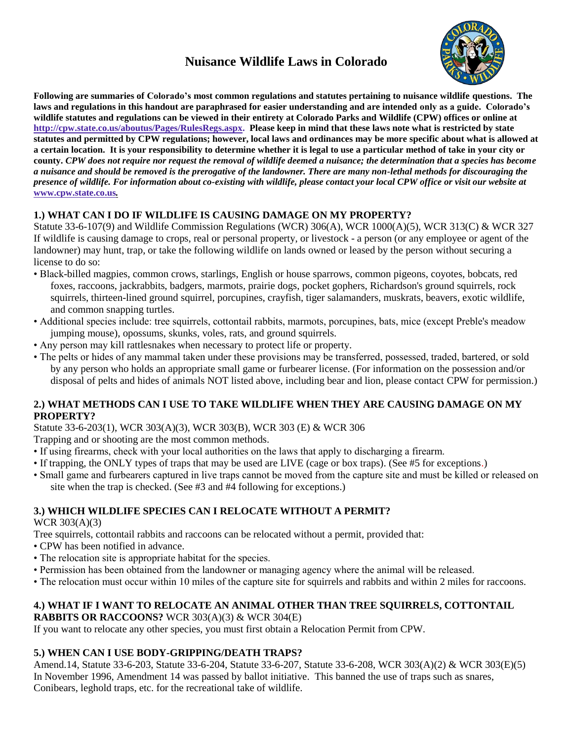# Nuisance Wildlife Laws in Colorado

**Following are summaries of Colorado's most common regulations and statutes pertaining to nuisance wildlife questions. The laws and regulations in this handout are paraphrased for easier understanding and are intended only as a guide. Colorado's wildlife statutes and regulations can be viewed in their entirety at Colorado Parks and Wildlife (CPW) offices or online at [http://cpw.state.co.us/aboutus/Pages/RulesRegs.aspx](http://cpw.state.co.us/aboutus/Pages/RulesRegs.aspx). Please keep in mind that these laws note what is restricted by state statutes and permitted by CPW regulations; however, local laws and ordinances may be more specific about what is allowed at a certain location. It is your responsibility to determine whether it is legal to use a particular method of take in your city or county.** ***CPW does not require nor request the removal of wildlife deemed a nuisance; the determination that a species has become a nuisance and should be removed is the prerogative of the landowner. There are many non-lethal methods for discouraging the presence of wildlife. For information about co-existing with wildlife, please contact your local CPW office or visit our website at [www.cpw.state.co.us](http://www.cpw.state.co.us).***

## 1.) WHAT CAN I DO IF WILDLIFE IS CAUSING DAMAGE ON MY PROPERTY?

Statute 33-6-107(9) and Wildlife Commission Regulations (WCR) 306(A), WCR 1000(A)(5), WCR 313(C) & WCR 327

If wildlife is causing damage to crops, real or personal property, or livestock - a person (or any employee or agent of the landowner) may hunt, trap, or take the following wildlife on lands owned or leased by the person without securing a license to do so:

- Black-billed magpies, common crows, starlings, English or house sparrows, common pigeons, coyotes, bobcats, red foxes, raccoons, jackrabbits, badgers, marmots, prairie dogs, pocket gophers, Richardson's ground squirrels, rock squirrels, thirteen-lined ground squirrel, porcupines, crayfish, tiger salamanders, muskrats, beavers, exotic wildlife, and common snapping turtles.
- Additional species include: tree squirrels, cottontail rabbits, marmots, porcupines, bats, mice (except Preble's meadow jumping mouse), opossums, skunks, voles, rats, and ground squirrels.
- Any person may kill rattlesnakes when necessary to protect life or property.
- The pelts or hides of any mammal taken under these provisions may be transferred, possessed, traded, bartered, or sold by any person who holds an appropriate small game or furbearer license. (For information on the possession and/or disposal of pelts and hides of animals NOT listed above, including bear and lion, please contact CPW for permission.)

## 2.) WHAT METHODS CAN I USE TO TAKE WILDLIFE WHEN THEY ARE CAUSING DAMAGE ON MY PROPERTY?

Statute 33-6-203(1), WCR 303(A)(3), WCR 303(B), WCR 303 (E) & WCR 306

Trapping and or shooting are the most common methods.

- If using firearms, check with your local authorities on the laws that apply to discharging a firearm.
- If trapping, the ONLY types of traps that may be used are LIVE (cage or box traps). (See #5 for exceptions.)
- Small game and furbearers captured in live traps cannot be moved from the capture site and must be killed or released on site when the trap is checked. (See #3 and #4 following for exceptions.)

## 3.) WHICH WILDLIFE SPECIES CAN I RELOCATE WITHOUT A PERMIT?

WCR 303(A)(3)

Tree squirrels, cottontail rabbits and raccoons can be relocated without a permit, provided that:

- CPW has been notified in advance.
- The relocation site is appropriate habitat for the species.
- Permission has been obtained from the landowner or managing agency where the animal will be released.
- The relocation must occur within 10 miles of the capture site for squirrels and rabbits and within 2 miles for raccoons.

## 4.) WHAT IF I WANT TO RELOCATE AN ANIMAL OTHER THAN TREE SQUIRRELS, COTTONTAIL RABBITS OR RACCOONS? WCR 303(A)(3) & WCR 304(E)

If you want to relocate any other species, you must first obtain a Relocation Permit from CPW.

## 5.) WHEN CAN I USE BODY-GRIPPING/DEATH TRAPS?

Amend.14, Statute 33-6-203, Statute 33-6-204, Statute 33-6-207, Statute 33-6-208, WCR 303(A)(2) & WCR 303(E)(5)

In November 1996, Amendment 14 was passed by ballot initiative. This banned the use of traps such as snares, Conibears, leghold traps, etc. for the recreational take of wildlife.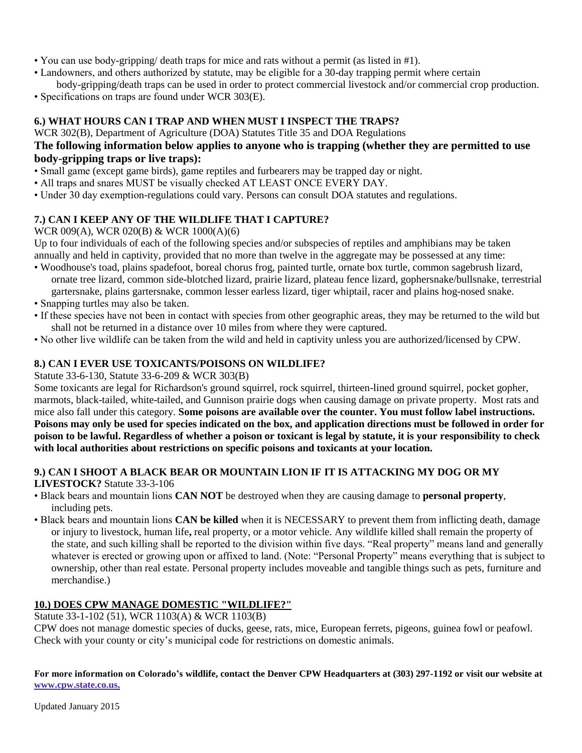- You can use body-gripping/ death traps for mice and rats without a permit (as listed in #1).
- Landowners, and others authorized by statute, may be eligible for a 30-day trapping permit where certain body-gripping/death traps can be used in order to protect commercial livestock and/or commercial crop production.
- Specifications on traps are found under WCR 303(E).

### 6.) WHAT HOURS CAN I TRAP AND WHEN MUST I INSPECT THE TRAPS?

WCR 302(B), Department of Agriculture (DOA) Statutes Title 35 and DOA Regulations

**The following information below applies to anyone who is trapping (whether they are permitted to use body-gripping traps or live traps):**

- Small game (except game birds), game reptiles and furbearers may be trapped day or night.
- All traps and snares MUST be visually checked AT LEAST ONCE EVERY DAY.
- Under 30 day exemption-regulations could vary. Persons can consult DOA statutes and regulations.

### 7.) CAN I KEEP ANY OF THE WILDLIFE THAT I CAPTURE?

WCR 009(A), WCR 020(B) & WCR 1000(A)(6)

Up to four individuals of each of the following species and/or subspecies of reptiles and amphibians may be taken annually and held in captivity, provided that no more than twelve in the aggregate may be possessed at any time:

- Woodhouse's toad, plains spadefoot, boreal chorus frog, painted turtle, ornate box turtle, common sagebrush lizard, ornate tree lizard, common side-blotched lizard, prairie lizard, plateau fence lizard, gophersnake/bullsnake, terrestrial gartersnake, plains gartersnake, common lesser earless lizard, tiger whiptail, racer and plains hog-nosed snake.
- Snapping turtles may also be taken.
- If these species have not been in contact with species from other geographic areas, they may be returned to the wild but shall not be returned in a distance over 10 miles from where they were captured.
- No other live wildlife can be taken from the wild and held in captivity unless you are authorized/licensed by CPW.

### 8.) CAN I EVER USE TOXICANTS/POISONS ON WILDLIFE?

Statute 33-6-130, Statute 33-6-209 & WCR 303(B)

Some toxicants are legal for Richardson's ground squirrel, rock squirrel, thirteen-lined ground squirrel, pocket gopher, marmots, black-tailed, white-tailed, and Gunnison prairie dogs when causing damage on private property. Most rats and mice also fall under this category. **Some poisons are available over the counter. You must follow label instructions. Poisons may only be used for species indicated on the box, and application directions must be followed in order for poison to be lawful. Regardless of whether a poison or toxicant is legal by statute, it is your responsibility to check with local authorities about restrictions on specific poisons and toxicants at your location.**

### 9.) CAN I SHOOT A BLACK BEAR OR MOUNTAIN LION IF IT IS ATTACKING MY DOG OR MY LIVESTOCK? Statute 33-3-106

- Black bears and mountain lions **CAN NOT** be destroyed when they are causing damage to **personal property**, including pets.
- Black bears and mountain lions **CAN be killed** when it is NECESSARY to prevent them from inflicting death, damage or injury to livestock, human life**,** real property, or a motor vehicle. Any wildlife killed shall remain the property of the state, and such killing shall be reported to the division within five days. "Real property" means land and generally whatever is erected or growing upon or affixed to land. (Note: "Personal Property" means everything that is subject to ownership, other than real estate. Personal property includes moveable and tangible things such as pets, furniture and merchandise.)

### 10.) DOES CPW MANAGE DOMESTIC "WILDLIFE?"

Statute 33-1-102 (51), WCR 1103(A) & WCR 1103(B)

CPW does not manage domestic species of ducks, geese, rats, mice, European ferrets, pigeons, guinea fowl or peafowl. Check with your county or city's municipal code for restrictions on domestic animals.

**For more information on Colorado's wildlife, contact the Denver CPW Headquarters at (303) 297-1192 or visit our website at [www.cpw.state.co.us.](http://www.cpw.state.co.us)**

Updated January 2015